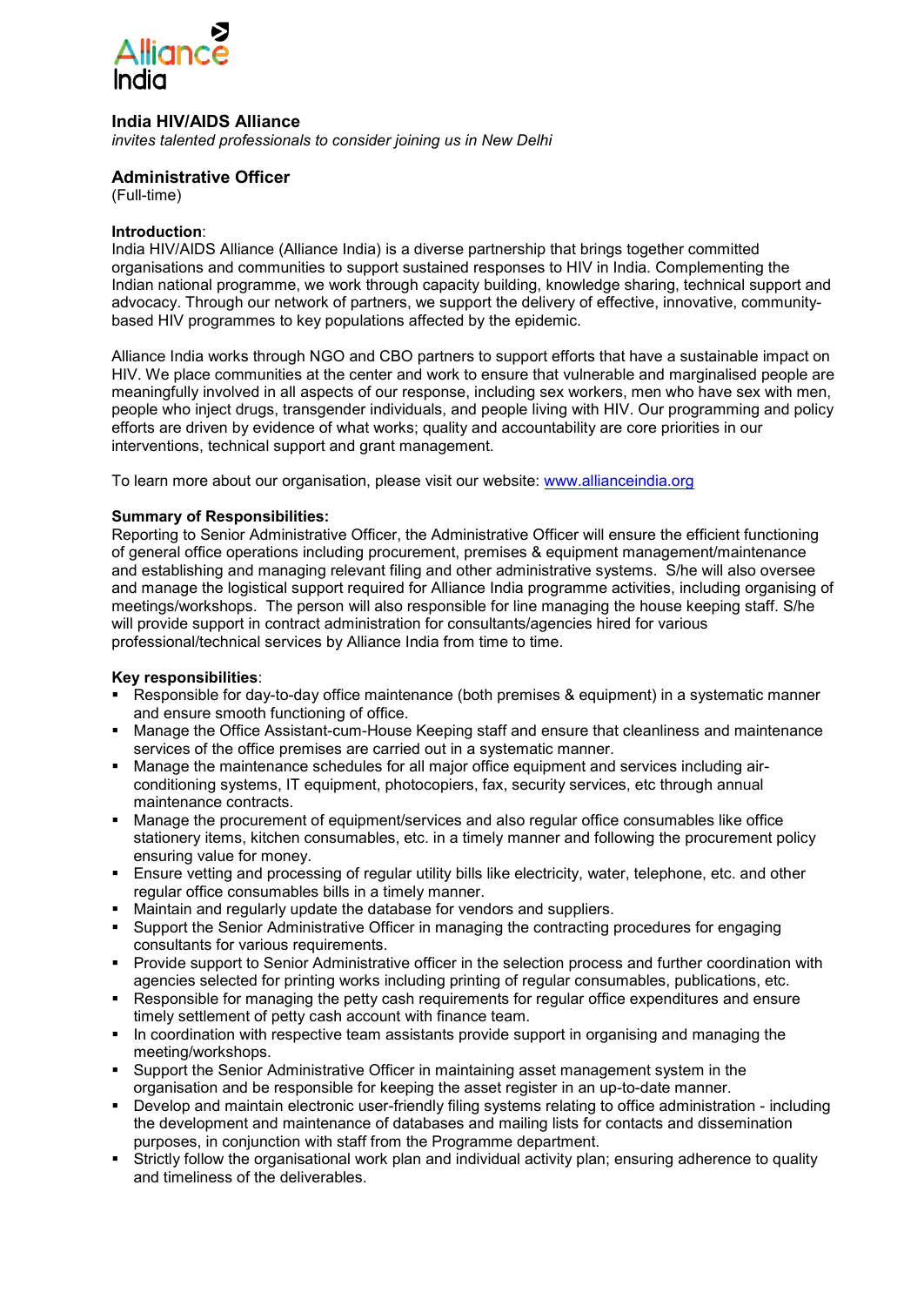Alliance India

## India HIV/AIDS Alliance

*invites talented professionals to consider joining us in New Delhi*

### Administrative Officer

(Full-time)

**Introduction**:

India HIV/AIDS Alliance (Alliance India) is a diverse partnership that brings together committed organisations and communities to support sustained responses to HIV in India. Complementing the Indian national programme, we work through capacity building, knowledge sharing, technical support and advocacy. Through our network of partners, we support the delivery of effective, innovative, community-based HIV programmes to key populations affected by the epidemic.

Alliance India works through NGO and CBO partners to support efforts that have a sustainable impact on HIV. We place communities at the center and work to ensure that vulnerable and marginalised people are meaningfully involved in all aspects of our response, including sex workers, men who have sex with men, people who inject drugs, transgender individuals, and people living with HIV. Our programming and policy efforts are driven by evidence of what works; quality and accountability are core priorities in our interventions, technical support and grant management.

To learn more about our organisation, please visit our website: www.allianceindia.org

**Summary of Responsibilities:**

Reporting to Senior Administrative Officer, the Administrative Officer will ensure the efficient functioning of general office operations including procurement, premises & equipment management/maintenance and establishing and managing relevant filing and other administrative systems. S/he will also oversee and manage the logistical support required for Alliance India programme activities, including organising of meetings/workshops. The person will also responsible for line managing the house keeping staff. S/he will provide support in contract administration for consultants/agencies hired for various professional/technical services by Alliance India from time to time.

**Key responsibilities**:

- Responsible for day-to-day office maintenance (both premises & equipment) in a systematic manner and ensure smooth functioning of office.
- Manage the Office Assistant-cum-House Keeping staff and ensure that cleanliness and maintenance services of the office premises are carried out in a systematic manner.
- Manage the maintenance schedules for all major office equipment and services including air-conditioning systems, IT equipment, photocopiers, fax, security services, etc through annual maintenance contracts.
- Manage the procurement of equipment/services and also regular office consumables like office stationery items, kitchen consumables, etc. in a timely manner and following the procurement policy ensuring value for money.
- Ensure vetting and processing of regular utility bills like electricity, water, telephone, etc. and other regular office consumables bills in a timely manner.
- Maintain and regularly update the database for vendors and suppliers.
- Support the Senior Administrative Officer in managing the contracting procedures for engaging consultants for various requirements.
- Provide support to Senior Administrative officer in the selection process and further coordination with agencies selected for printing works including printing of regular consumables, publications, etc.
- Responsible for managing the petty cash requirements for regular office expenditures and ensure timely settlement of petty cash account with finance team.
- In coordination with respective team assistants provide support in organising and managing the meeting/workshops.
- Support the Senior Administrative Officer in maintaining asset management system in the organisation and be responsible for keeping the asset register in an up-to-date manner.
- Develop and maintain electronic user-friendly filing systems relating to office administration - including the development and maintenance of databases and mailing lists for contacts and dissemination purposes, in conjunction with staff from the Programme department.
- Strictly follow the organisational work plan and individual activity plan; ensuring adherence to quality and timeliness of the deliverables.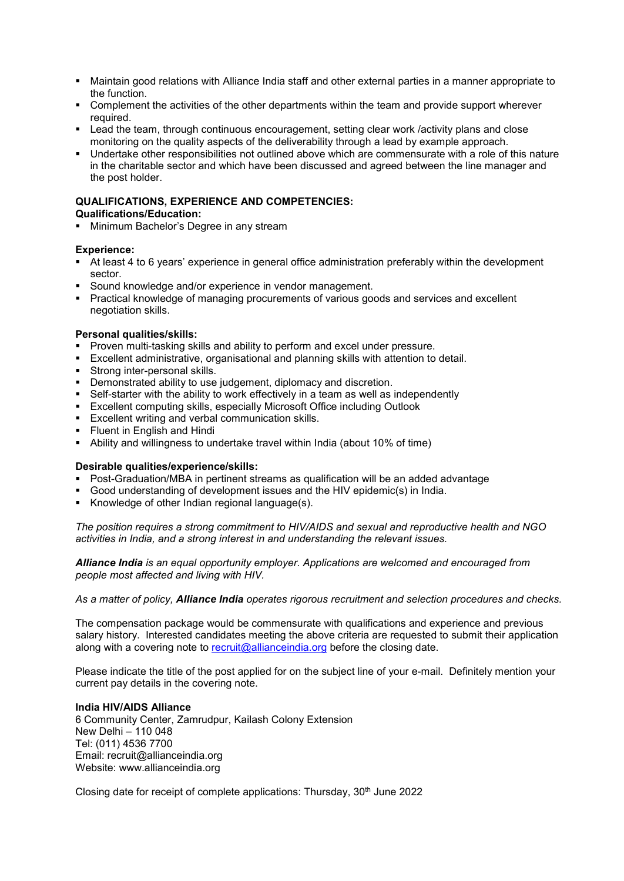- Maintain good relations with Alliance India staff and other external parties in a manner appropriate to the function.
- Complement the activities of the other departments within the team and provide support wherever required.
- Lead the team, through continuous encouragement, setting clear work /activity plans and close monitoring on the quality aspects of the deliverability through a lead by example approach.
- Undertake other responsibilities not outlined above which are commensurate with a role of this nature in the charitable sector and which have been discussed and agreed between the line manager and the post holder.

**QUALIFICATIONS, EXPERIENCE AND COMPETENCIES:**

**Qualifications/Education:**

- Minimum Bachelor's Degree in any stream

**Experience:**

- At least 4 to 6 years' experience in general office administration preferably within the development sector.
- Sound knowledge and/or experience in vendor management.
- Practical knowledge of managing procurements of various goods and services and excellent negotiation skills.

**Personal qualities/skills:**

- Proven multi-tasking skills and ability to perform and excel under pressure.
- Excellent administrative, organisational and planning skills with attention to detail.
- Strong inter-personal skills.
- Demonstrated ability to use judgement, diplomacy and discretion.
- Self-starter with the ability to work effectively in a team as well as independently
- Excellent computing skills, especially Microsoft Office including Outlook
- Excellent writing and verbal communication skills.
- Fluent in English and Hindi
- Ability and willingness to undertake travel within India (about 10% of time)

**Desirable qualities/experience/skills:**

- Post-Graduation/MBA in pertinent streams as qualification will be an added advantage
- Good understanding of development issues and the HIV epidemic(s) in India.
- Knowledge of other Indian regional language(s).

*The position requires a strong commitment to HIV/AIDS and sexual and reproductive health and NGO activities in India, and a strong interest in and understanding the relevant issues.*

***Alliance India** is an equal opportunity employer. Applications are welcomed and encouraged from people most affected and living with HIV.*

*As a matter of policy, **Alliance India** operates rigorous recruitment and selection procedures and checks.*

The compensation package would be commensurate with qualifications and experience and previous salary history. Interested candidates meeting the above criteria are requested to submit their application along with a covering note to recruit@allianceindia.org before the closing date.

Please indicate the title of the post applied for on the subject line of your e-mail. Definitely mention your current pay details in the covering note.

**India HIV/AIDS Alliance**
6 Community Center, Zamrudpur, Kailash Colony Extension
New Delhi – 110 048
Tel: (011) 4536 7700
Email: recruit@allianceindia.org
Website: www.allianceindia.org

Closing date for receipt of complete applications: Thursday, 30th June 2022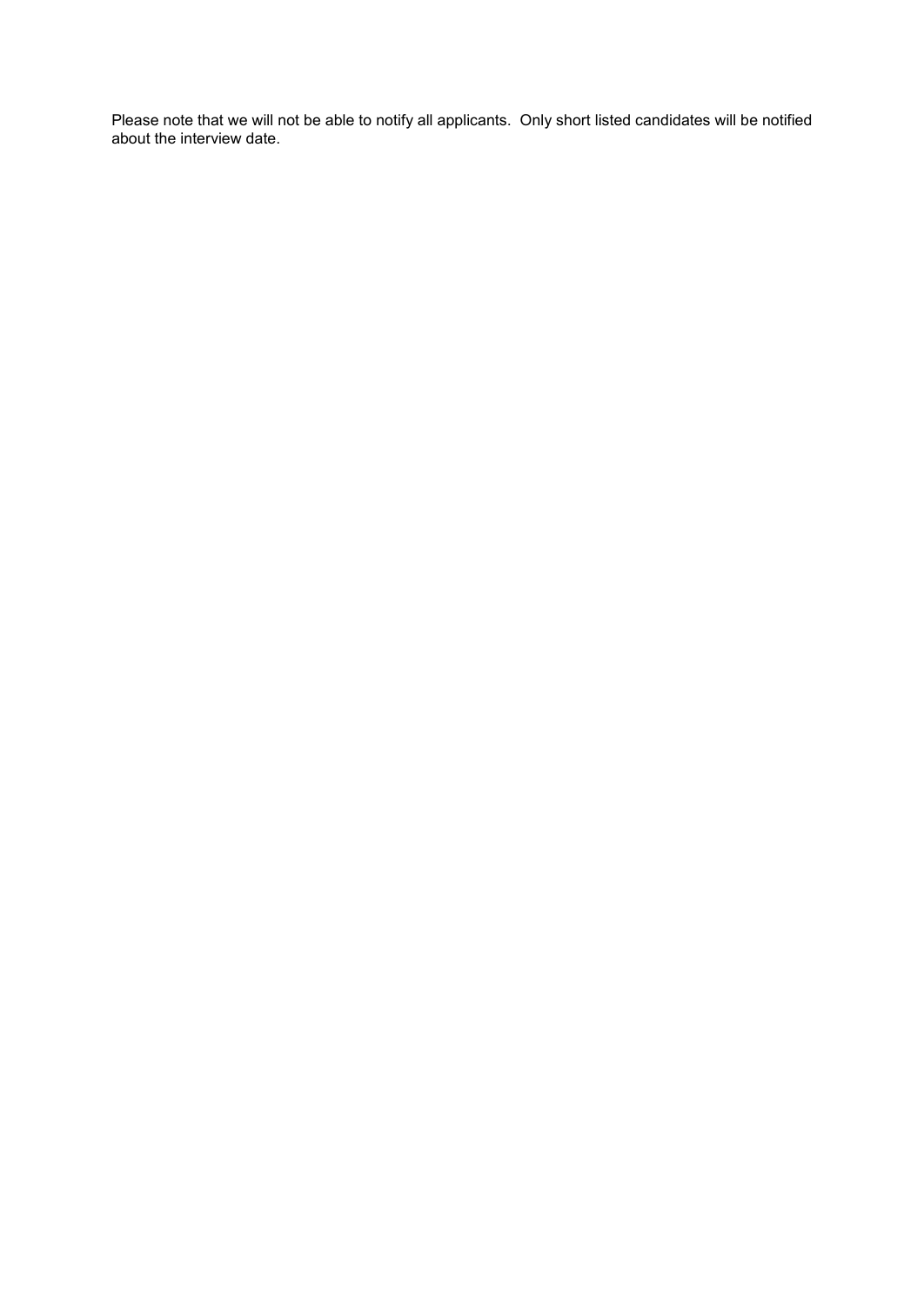Please note that we will not be able to notify all applicants. Only short listed candidates will be notified about the interview date.